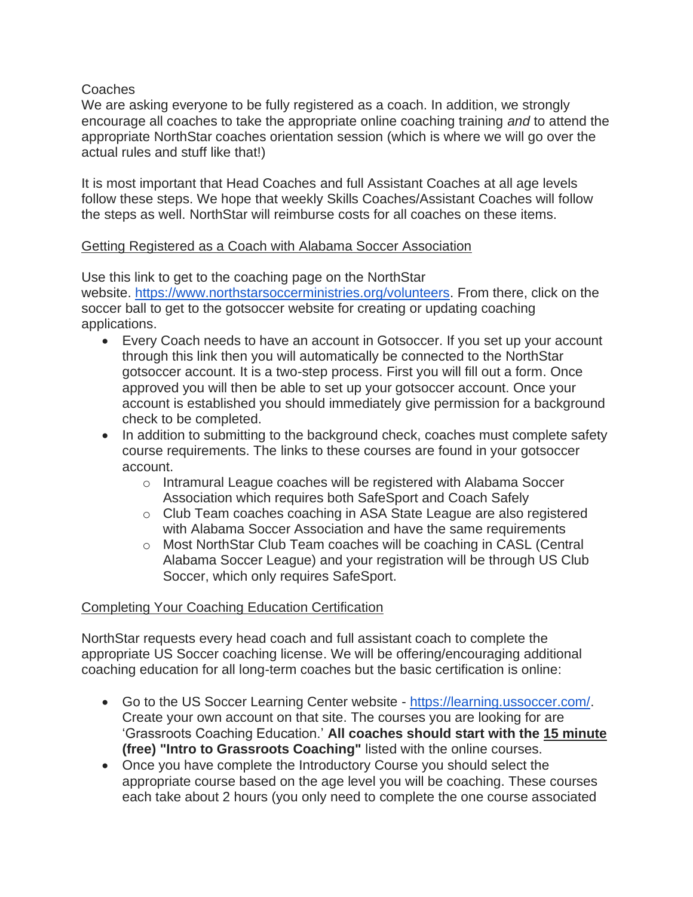Coaches

We are asking everyone to be fully registered as a coach. In addition, we strongly encourage all coaches to take the appropriate online coaching training *and* to attend the appropriate NorthStar coaches orientation session (which is where we will go over the actual rules and stuff like that!)

It is most important that Head Coaches and full Assistant Coaches at all age levels follow these steps. We hope that weekly Skills Coaches/Assistant Coaches will follow the steps as well. NorthStar will reimburse costs for all coaches on these items.

<u>Getting Registered as a Coach with Alabama Soccer Association</u>

Use this link to get to the coaching page on the NorthStar website. [https://www.northstarsoccerministries.org/volunteers](https://www.northstarsoccerministries.org/volunteers). From there, click on the soccer ball to get to the gotsoccer website for creating or updating coaching applications.

- Every Coach needs to have an account in Gotsoccer. If you set up your account through this link then you will automatically be connected to the NorthStar gotsoccer account. It is a two-step process. First you will fill out a form. Once approved you will then be able to set up your gotsoccer account. Once your account is established you should immediately give permission for a background check to be completed.
- In addition to submitting to the background check, coaches must complete safety course requirements. The links to these courses are found in your gotsoccer account.
    - Intramural League coaches will be registered with Alabama Soccer Association which requires both SafeSport and Coach Safely
    - Club Team coaches coaching in ASA State League are also registered with Alabama Soccer Association and have the same requirements
    - Most NorthStar Club Team coaches will be coaching in CASL (Central Alabama Soccer League) and your registration will be through US Club Soccer, which only requires SafeSport.

<u>Completing Your Coaching Education Certification</u>

NorthStar requests every head coach and full assistant coach to complete the appropriate US Soccer coaching license. We will be offering/encouraging additional coaching education for all long-term coaches but the basic certification is online:

- Go to the US Soccer Learning Center website - [https://learning.ussoccer.com/](https://learning.ussoccer.com/). Create your own account on that site. The courses you are looking for are 'Grassroots Coaching Education.' **All coaches should start with the <u>15 minute</u> (free) "Intro to Grassroots Coaching"** listed with the online courses.
- Once you have complete the Introductory Course you should select the appropriate course based on the age level you will be coaching. These courses each take about 2 hours (you only need to complete the one course associated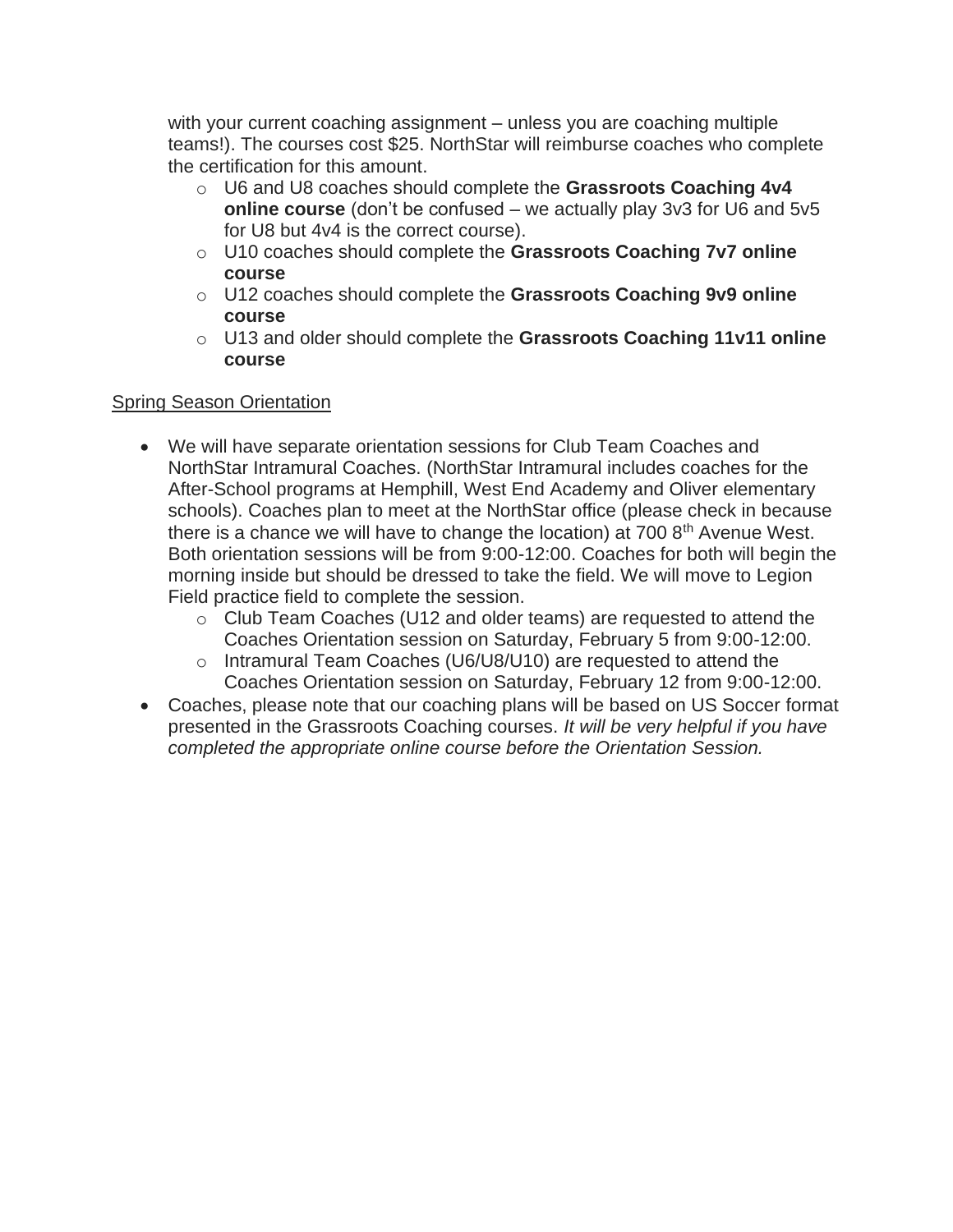with your current coaching assignment – unless you are coaching multiple teams!). The courses cost $25. NorthStar will reimburse coaches who complete the certification for this amount.

  - U6 and U8 coaches should complete the **Grassroots Coaching 4v4 online course** (don't be confused – we actually play 3v3 for U6 and 5v5 for U8 but 4v4 is the correct course).
  - U10 coaches should complete the **Grassroots Coaching 7v7 online course**
  - U12 coaches should complete the **Grassroots Coaching 9v9 online course**
  - U13 and older should complete the **Grassroots Coaching 11v11 online course**

<u>Spring Season Orientation</u>

- We will have separate orientation sessions for Club Team Coaches and NorthStar Intramural Coaches. (NorthStar Intramural includes coaches for the After-School programs at Hemphill, West End Academy and Oliver elementary schools). Coaches plan to meet at the NorthStar office (please check in because there is a chance we will have to change the location) at 700 8th Avenue West. Both orientation sessions will be from 9:00-12:00. Coaches for both will begin the morning inside but should be dressed to take the field. We will move to Legion Field practice field to complete the session.
  - Club Team Coaches (U12 and older teams) are requested to attend the Coaches Orientation session on Saturday, February 5 from 9:00-12:00.
  - Intramural Team Coaches (U6/U8/U10) are requested to attend the Coaches Orientation session on Saturday, February 12 from 9:00-12:00.
- Coaches, please note that our coaching plans will be based on US Soccer format presented in the Grassroots Coaching courses. *It will be very helpful if you have completed the appropriate online course before the Orientation Session.*